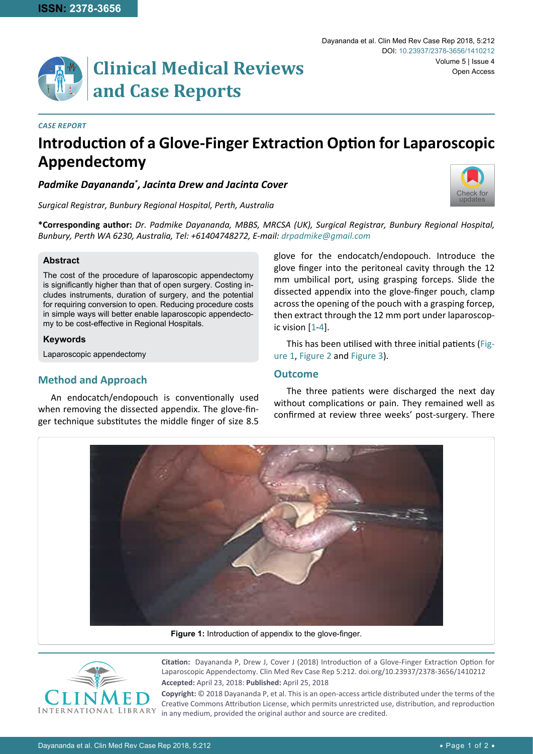CASE REPORT

# Introduction of a Glove-Finger Extraction Option for Laparoscopic Appendectomy

***Padmike Dayananda*, Jacinta Drew and Jacinta Cover***

*Surgical Registrar, Bunbury Regional Hospital, Perth, Australia*

**\*Corresponding author:** *Dr. Padmike Dayananda, MBBS, MRCSA (UK), Surgical Registrar, Bunbury Regional Hospital, Bunbury, Perth WA 6230, Australia, Tel: +61404748272, E-mail: drpadmike@gmail.com*

## Abstract

The cost of the procedure of laparoscopic appendectomy is significantly higher than that of open surgery. Costing includes instruments, duration of surgery, and the potential for requiring conversion to open. Reducing procedure costs in simple ways will better enable laparoscopic appendectomy to be cost-effective in Regional Hospitals.

## Keywords

Laparoscopic appendectomy

## Method and Approach

An endocatch/endopouch is conventionally used when removing the dissected appendix. The glove-finger technique substitutes the middle finger of size 8.5 glove for the endocatch/endopouch. Introduce the glove finger into the peritoneal cavity through the 12 mm umbilical port, using grasping forceps. Slide the dissected appendix into the glove-finger pouch, clamp across the opening of the pouch with a grasping forcep, then extract through the 12 mm port under laparoscopic vision [1-4].

This has been utilised with three initial patients (Figure 1, Figure 2 and Figure 3).

## Outcome

The three patients were discharged the next day without complications or pain. They remained well as confirmed at review three weeks' post-surgery. There

**Figure 1:** Introduction of appendix to the glove-finger.

**Citation:** Dayananda P, Drew J, Cover J (2018) Introduction of a Glove-Finger Extraction Option for Laparoscopic Appendectomy. Clin Med Rev Case Rep 5:212. doi.org/10.23937/2378-3656/1410212

**Accepted:** April 23, 2018: **Published:** April 25, 2018

**Copyright:** © 2018 Dayananda P, et al. This is an open-access article distributed under the terms of the Creative Commons Attribution License, which permits unrestricted use, distribution, and reproduction in any medium, provided the original author and source are credited.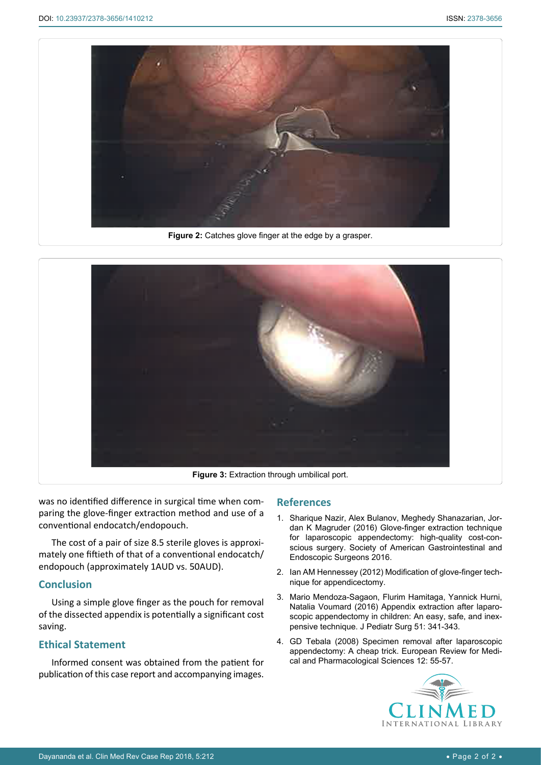Figure 2: Catches glove finger at the edge by a grasper.

Figure 3: Extraction through umbilical port.

was no identified difference in surgical time when comparing the glove-finger extraction method and use of a conventional endocatch/endopouch.

The cost of a pair of size 8.5 sterile gloves is approximately one fiftieth of that of a conventional endocatch/endopouch (approximately 1AUD vs. 50AUD).

## Conclusion

Using a simple glove finger as the pouch for removal of the dissected appendix is potentially a significant cost saving.

## Ethical Statement

Informed consent was obtained from the patient for publication of this case report and accompanying images.

## References

1. Sharique Nazir, Alex Bulanov, Meghedy Shanazarian, Jordan K Magruder (2016) Glove-finger extraction technique for laparoscopic appendectomy: high-quality cost-conscious surgery. Society of American Gastrointestinal and Endoscopic Surgeons 2016.
2. Ian AM Hennessey (2012) Modification of glove-finger technique for appendicectomy.
3. Mario Mendoza-Sagaon, Flurim Hamitaga, Yannick Hurni, Natalia Voumard (2016) Appendix extraction after laparoscopic appendectomy in children: An easy, safe, and inexpensive technique. J Pediatr Surg 51: 341-343.
4. GD Tebala (2008) Specimen removal after laparoscopic appendectomy: A cheap trick. European Review for Medical and Pharmacological Sciences 12: 55-57.